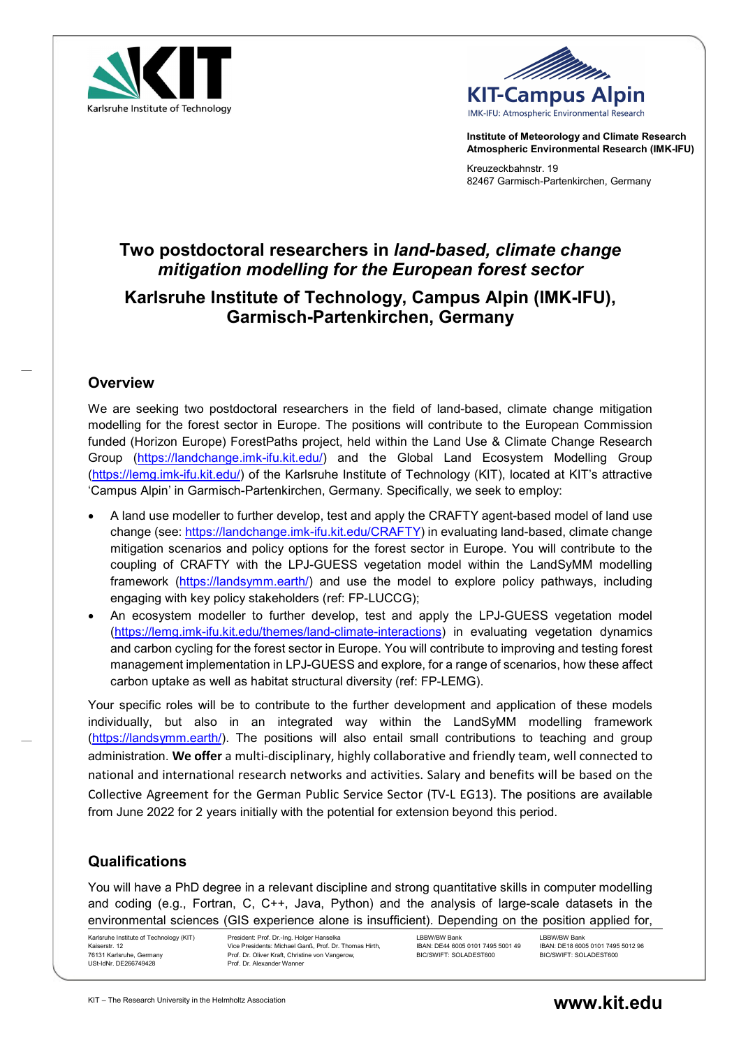Institute of Meteorology and Climate Research
Atmospheric Environmental Research (IMK-IFU)

Kreuzeckbahnstr. 19
82467 Garmisch-Partenkirchen, Germany

# Two postdoctoral researchers in *land-based, climate change mitigation modelling for the European forest sector*

## Karlsruhe Institute of Technology, Campus Alpin (IMK-IFU), Garmisch-Partenkirchen, Germany

### Overview

We are seeking two postdoctoral researchers in the field of land-based, climate change mitigation modelling for the forest sector in Europe. The positions will contribute to the European Commission funded (Horizon Europe) ForestPaths project, held within the Land Use & Climate Change Research Group (https://landchange.imk-ifu.kit.edu/) and the Global Land Ecosystem Modelling Group (https://lemg.imk-ifu.kit.edu/) of the Karlsruhe Institute of Technology (KIT), located at KIT's attractive 'Campus Alpin' in Garmisch-Partenkirchen, Germany. Specifically, we seek to employ:

- A land use modeller to further develop, test and apply the CRAFTY agent-based model of land use change (see: https://landchange.imk-ifu.kit.edu/CRAFTY) in evaluating land-based, climate change mitigation scenarios and policy options for the forest sector in Europe. You will contribute to the coupling of CRAFTY with the LPJ-GUESS vegetation model within the LandSyMM modelling framework (https://landsymm.earth/) and use the model to explore policy pathways, including engaging with key policy stakeholders (ref: FP-LUCCG);
- An ecosystem modeller to further develop, test and apply the LPJ-GUESS vegetation model (https://lemg.imk-ifu.kit.edu/themes/land-climate-interactions) in evaluating vegetation dynamics and carbon cycling for the forest sector in Europe. You will contribute to improving and testing forest management implementation in LPJ-GUESS and explore, for a range of scenarios, how these affect carbon uptake as well as habitat structural diversity (ref: FP-LEMG).

Your specific roles will be to contribute to the further development and application of these models individually, but also in an integrated way within the LandSyMM modelling framework (https://landsymm.earth/). The positions will also entail small contributions to teaching and group administration. **We offer** a multi-disciplinary, highly collaborative and friendly team, well connected to national and international research networks and activities. Salary and benefits will be based on the Collective Agreement for the German Public Service Sector (TV-L EG13). The positions are available from June 2022 for 2 years initially with the potential for extension beyond this period.

### Qualifications

You will have a PhD degree in a relevant discipline and strong quantitative skills in computer modelling and coding (e.g., Fortran, C, C++, Java, Python) and the analysis of large-scale datasets in the environmental sciences (GIS experience alone is insufficient). Depending on the position applied for,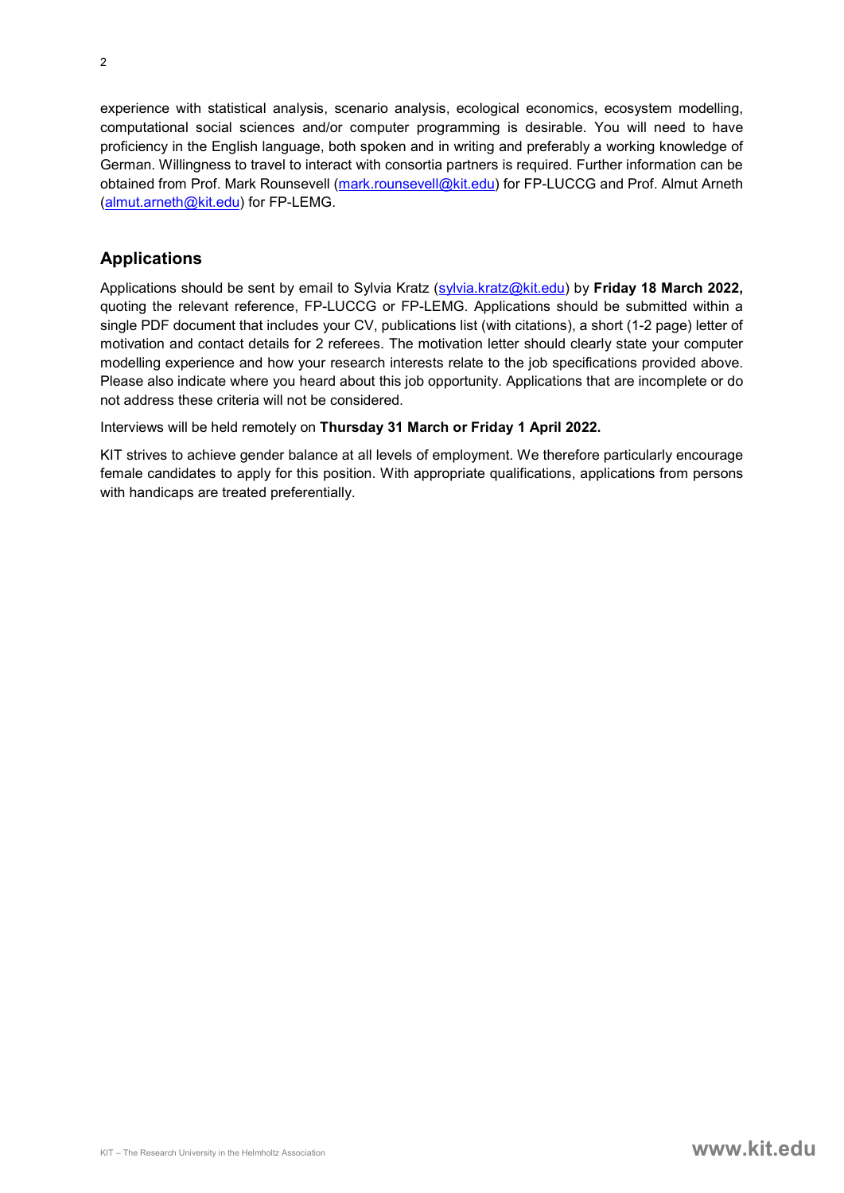experience with statistical analysis, scenario analysis, ecological economics, ecosystem modelling, computational social sciences and/or computer programming is desirable. You will need to have proficiency in the English language, both spoken and in writing and preferably a working knowledge of German. Willingness to travel to interact with consortia partners is required. Further information can be obtained from Prof. Mark Rounsevell (mark.rounsevell@kit.edu) for FP-LUCCG and Prof. Almut Arneth (almut.arneth@kit.edu) for FP-LEMG.

## Applications

Applications should be sent by email to Sylvia Kratz (sylvia.kratz@kit.edu) by **Friday 18 March 2022,** quoting the relevant reference, FP-LUCCG or FP-LEMG. Applications should be submitted within a single PDF document that includes your CV, publications list (with citations), a short (1-2 page) letter of motivation and contact details for 2 referees. The motivation letter should clearly state your computer modelling experience and how your research interests relate to the job specifications provided above. Please also indicate where you heard about this job opportunity. Applications that are incomplete or do not address these criteria will not be considered.

Interviews will be held remotely on **Thursday 31 March or Friday 1 April 2022.**

KIT strives to achieve gender balance at all levels of employment. We therefore particularly encourage female candidates to apply for this position. With appropriate qualifications, applications from persons with handicaps are treated preferentially.